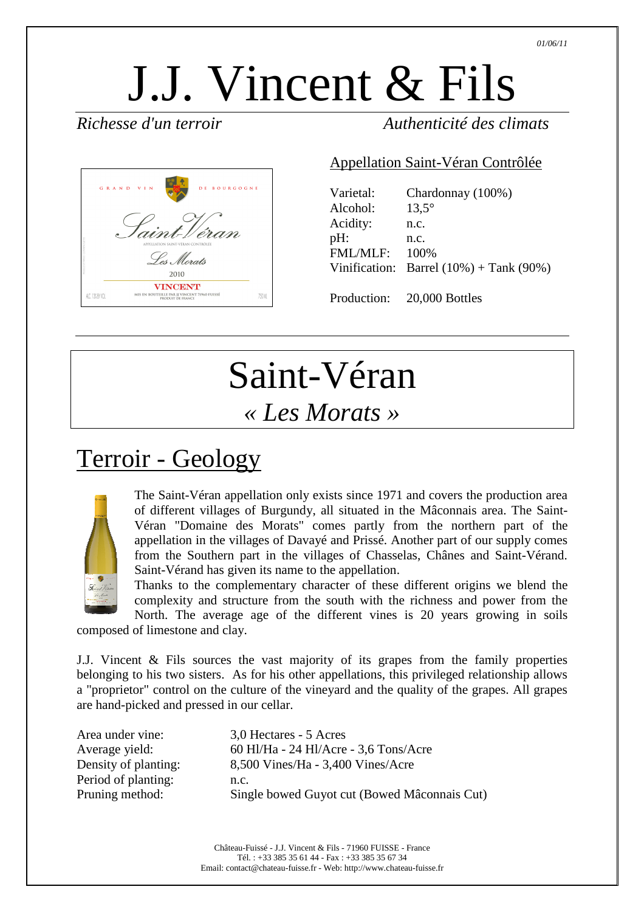01/06/11

# J.J. Vincent & Fils

*Richesse d'un terroir* *Authenticité des climats*

Appellation Saint-Véran Contrôlée

| | |
|---|---|
| Varietal: | Chardonnay (100%) |
| Alcohol: | 13,5° |
| Acidity: | n.c. |
| pH: | n.c. |
| FML/MLF: | 100% |
| Vinification: | Barrel (10%) + Tank (90%) |
| Production: | 20,000 Bottles |

# Saint-Véran

## *« Les Morats »*

## Terroir - Geology

The Saint-Véran appellation only exists since 1971 and covers the production area of different villages of Burgundy, all situated in the Mâconnais area. The Saint-Véran "Domaine des Morats" comes partly from the northern part of the appellation in the villages of Davayé and Prissé. Another part of our supply comes from the Southern part in the villages of Chasselas, Chânes and Saint-Vérand. Saint-Vérand has given its name to the appellation.

Thanks to the complementary character of these different origins we blend the complexity and structure from the south with the richness and power from the North. The average age of the different vines is 20 years growing in soils composed of limestone and clay.

J.J. Vincent & Fils sources the vast majority of its grapes from the family properties belonging to his two sisters. As for his other appellations, this privileged relationship allows a "proprietor" control on the culture of the vineyard and the quality of the grapes. All grapes are hand-picked and pressed in our cellar.

| | |
|---|---|
| Area under vine: | 3,0 Hectares - 5 Acres |
| Average yield: | 60 Hl/Ha - 24 Hl/Acre - 3,6 Tons/Acre |
| Density of planting: | 8,500 Vines/Ha - 3,400 Vines/Acre |
| Period of planting: | n.c. |
| Pruning method: | Single bowed Guyot cut (Bowed Mâconnais Cut) |

Château-Fuissé - J.J. Vincent & Fils - 71960 FUISSE - France
Tél. : +33 385 35 61 44 - Fax : +33 385 35 67 34
Email: contact@chateau-fuisse.fr - Web: http://www.chateau-fuisse.fr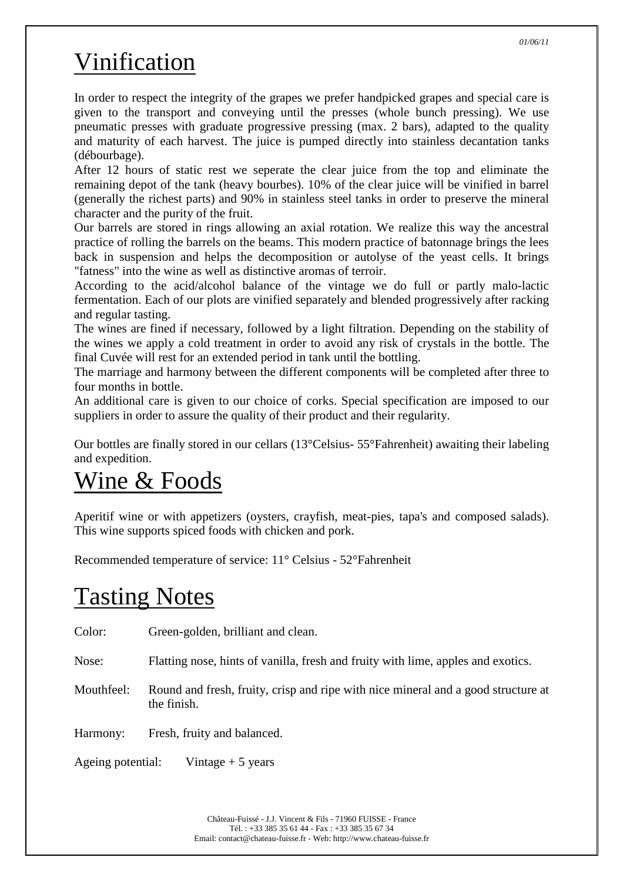# Vinification

In order to respect the integrity of the grapes we prefer handpicked grapes and special care is given to the transport and conveying until the presses (whole bunch pressing). We use pneumatic presses with graduate progressive pressing (max. 2 bars), adapted to the quality and maturity of each harvest. The juice is pumped directly into stainless decantation tanks (débourbage).

After 12 hours of static rest we seperate the clear juice from the top and eliminate the remaining depot of the tank (heavy bourbes). 10% of the clear juice will be vinified in barrel (generally the richest parts) and 90% in stainless steel tanks in order to preserve the mineral character and the purity of the fruit.

Our barrels are stored in rings allowing an axial rotation. We realize this way the ancestral practice of rolling the barrels on the beams. This modern practice of batonnage brings the lees back in suspension and helps the decomposition or autolyse of the yeast cells. It brings "fatness" into the wine as well as distinctive aromas of terroir.

According to the acid/alcohol balance of the vintage we do full or partly malo-lactic fermentation. Each of our plots are vinified separately and blended progressively after racking and regular tasting.

The wines are fined if necessary, followed by a light filtration. Depending on the stability of the wines we apply a cold treatment in order to avoid any risk of crystals in the bottle. The final Cuvée will rest for an extended period in tank until the bottling.

The marriage and harmony between the different components will be completed after three to four months in bottle.

An additional care is given to our choice of corks. Special specification are imposed to our suppliers in order to assure the quality of their product and their regularity.

Our bottles are finally stored in our cellars (13°Celsius- 55°Fahrenheit) awaiting their labeling and expedition.

# Wine & Foods

Aperitif wine or with appetizers (oysters, crayfish, meat-pies, tapa's and composed salads). This wine supports spiced foods with chicken and pork.

Recommended temperature of service: 11° Celsius - 52°Fahrenheit

# Tasting Notes

Color: Green-golden, brilliant and clean.

Nose: Flatting nose, hints of vanilla, fresh and fruity with lime, apples and exotics.

Mouthfeel: Round and fresh, fruity, crisp and ripe with nice mineral and a good structure at the finish.

Harmony: Fresh, fruity and balanced.

Ageing potential: Vintage + 5 years

Château-Fuissé - J.J. Vincent & Fils - 71960 FUISSE - France
Tél. : +33 385 35 61 44 - Fax : +33 385 35 67 34
Email: contact@chateau-fuisse.fr - Web: http://www.chateau-fuisse.fr